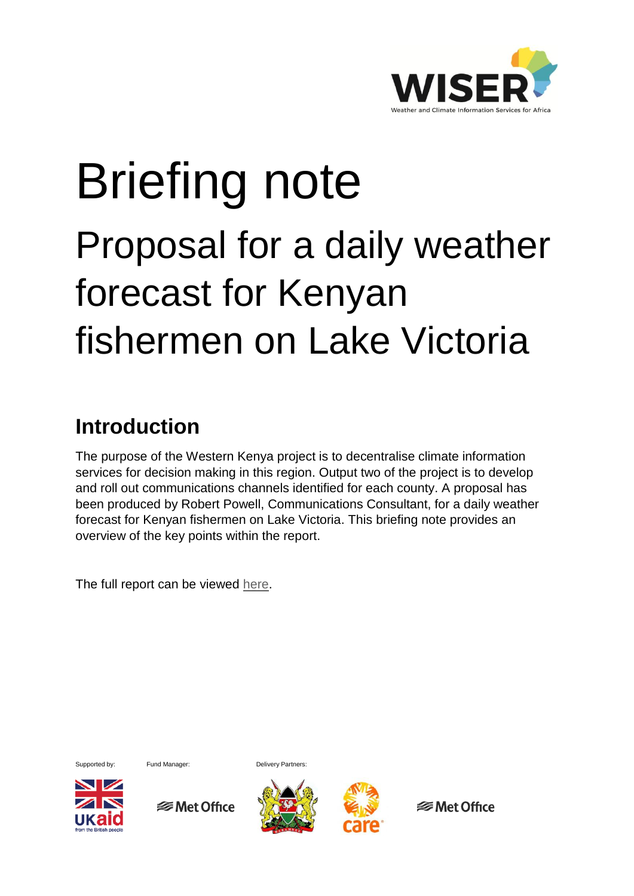WISER

Weather and Climate Information Services for Africa

# Briefing note

## Proposal for a daily weather forecast for Kenyan fishermen on Lake Victoria

## Introduction

The purpose of the Western Kenya project is to decentralise climate information services for decision making in this region. Output two of the project is to develop and roll out communications channels identified for each county. A proposal has been produced by Robert Powell, Communications Consultant, for a daily weather forecast for Kenyan fishermen on Lake Victoria. This briefing note provides an overview of the key points within the report.

The full report can be viewed here.

Supported by: Fund Manager: Delivery Partners: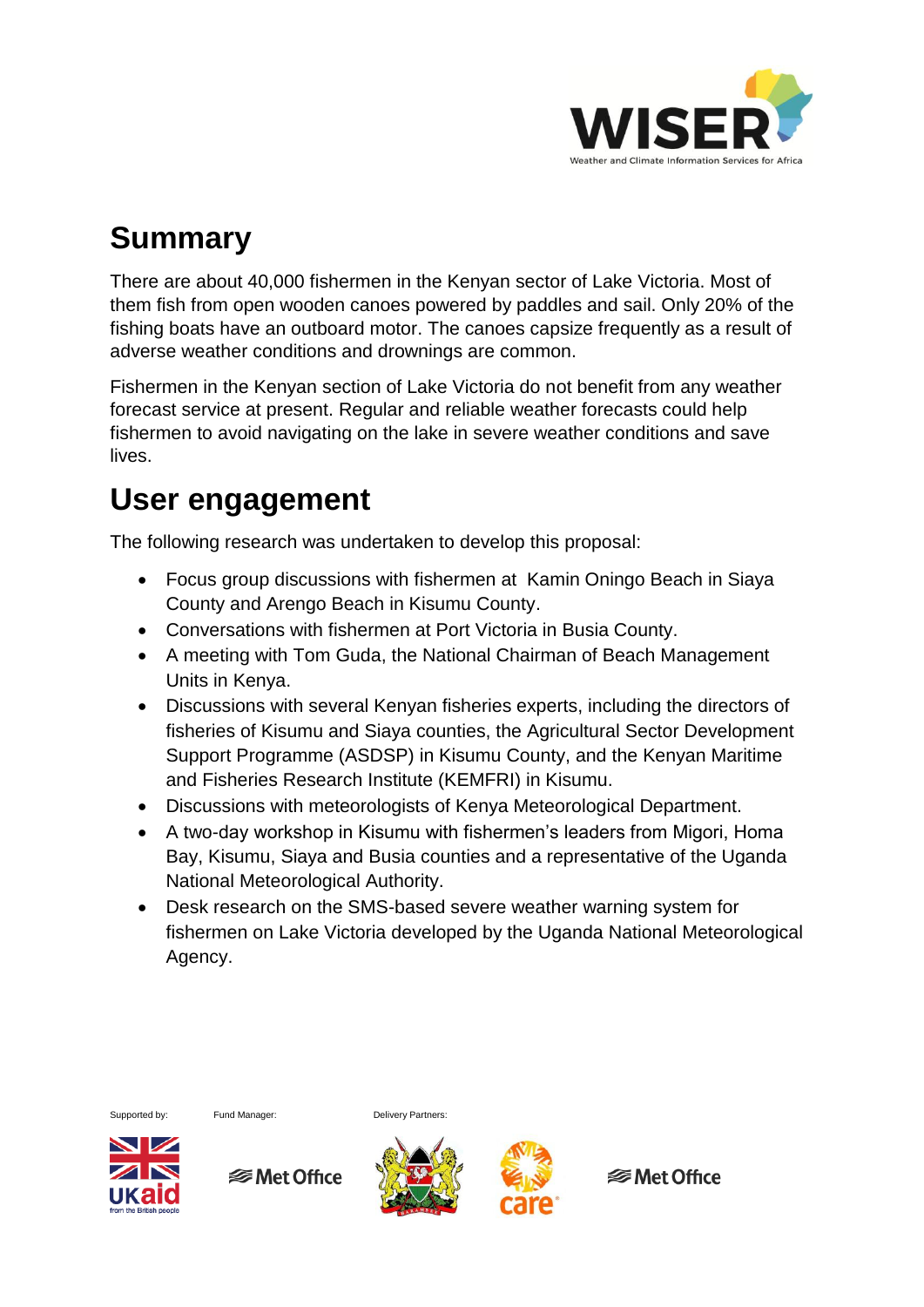## Summary

There are about 40,000 fishermen in the Kenyan sector of Lake Victoria. Most of them fish from open wooden canoes powered by paddles and sail. Only 20% of the fishing boats have an outboard motor. The canoes capsize frequently as a result of adverse weather conditions and drownings are common.

Fishermen in the Kenyan section of Lake Victoria do not benefit from any weather forecast service at present. Regular and reliable weather forecasts could help fishermen to avoid navigating on the lake in severe weather conditions and save lives.

## User engagement

The following research was undertaken to develop this proposal:

- Focus group discussions with fishermen at Kamin Oningo Beach in Siaya County and Arengo Beach in Kisumu County.
- Conversations with fishermen at Port Victoria in Busia County.
- A meeting with Tom Guda, the National Chairman of Beach Management Units in Kenya.
- Discussions with several Kenyan fisheries experts, including the directors of fisheries of Kisumu and Siaya counties, the Agricultural Sector Development Support Programme (ASDSP) in Kisumu County, and the Kenyan Maritime and Fisheries Research Institute (KEMFRI) in Kisumu.
- Discussions with meteorologists of Kenya Meteorological Department.
- A two-day workshop in Kisumu with fishermen's leaders from Migori, Homa Bay, Kisumu, Siaya and Busia counties and a representative of the Uganda National Meteorological Authority.
- Desk research on the SMS-based severe weather warning system for fishermen on Lake Victoria developed by the Uganda National Meteorological Agency.

Supported by: Fund Manager: Delivery Partners: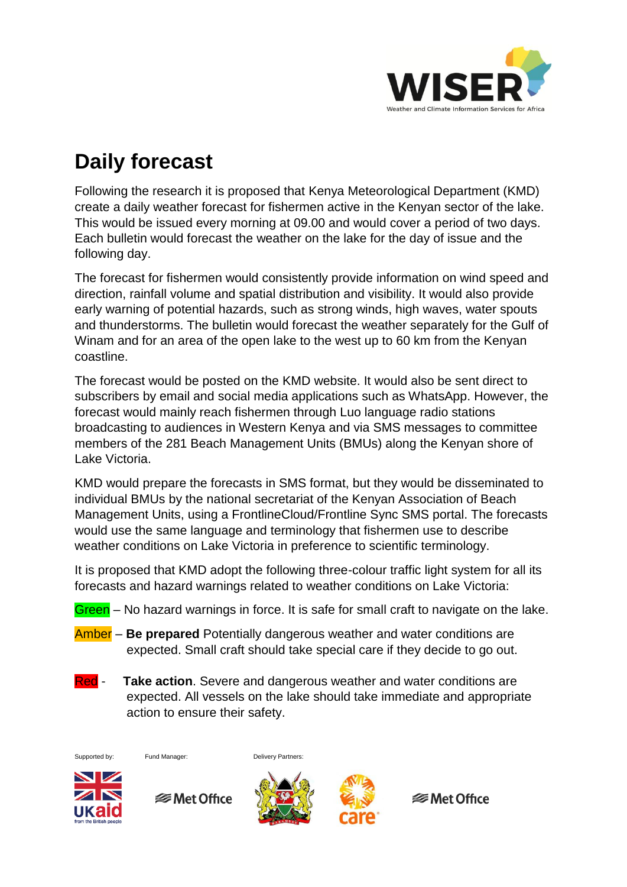# Daily forecast

Following the research it is proposed that Kenya Meteorological Department (KMD) create a daily weather forecast for fishermen active in the Kenyan sector of the lake. This would be issued every morning at 09.00 and would cover a period of two days. Each bulletin would forecast the weather on the lake for the day of issue and the following day.

The forecast for fishermen would consistently provide information on wind speed and direction, rainfall volume and spatial distribution and visibility. It would also provide early warning of potential hazards, such as strong winds, high waves, water spouts and thunderstorms. The bulletin would forecast the weather separately for the Gulf of Winam and for an area of the open lake to the west up to 60 km from the Kenyan coastline.

The forecast would be posted on the KMD website. It would also be sent direct to subscribers by email and social media applications such as WhatsApp. However, the forecast would mainly reach fishermen through Luo language radio stations broadcasting to audiences in Western Kenya and via SMS messages to committee members of the 281 Beach Management Units (BMUs) along the Kenyan shore of Lake Victoria.

KMD would prepare the forecasts in SMS format, but they would be disseminated to individual BMUs by the national secretariat of the Kenyan Association of Beach Management Units, using a FrontlineCloud/Frontline Sync SMS portal. The forecasts would use the same language and terminology that fishermen use to describe weather conditions on Lake Victoria in preference to scientific terminology.

It is proposed that KMD adopt the following three-colour traffic light system for all its forecasts and hazard warnings related to weather conditions on Lake Victoria:

Green – No hazard warnings in force. It is safe for small craft to navigate on the lake.

Amber – **Be prepared** Potentially dangerous weather and water conditions are expected. Small craft should take special care if they decide to go out.

Red - **Take action**. Severe and dangerous weather and water conditions are expected. All vessels on the lake should take immediate and appropriate action to ensure their safety.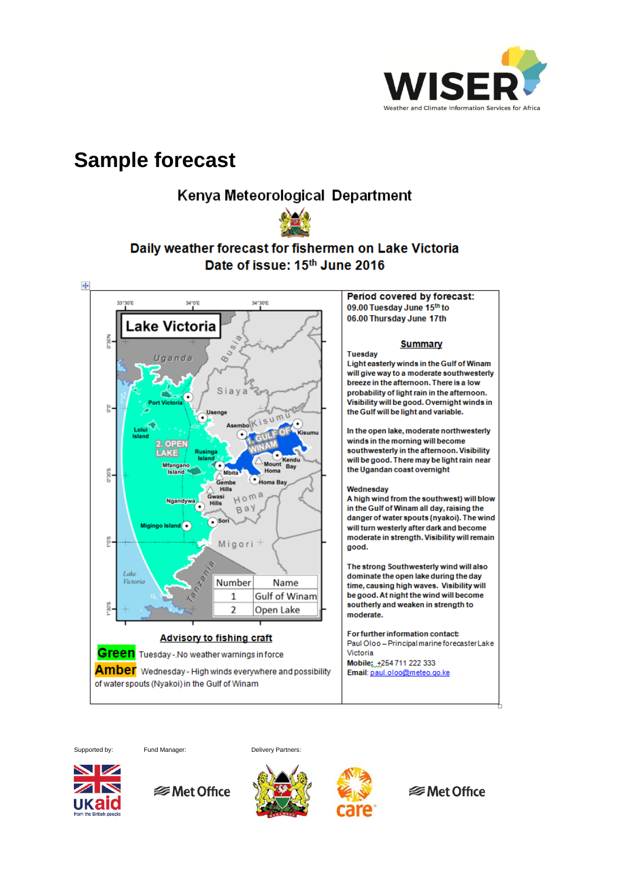# Sample forecast

## Kenya Meteorological Department

### Daily weather forecast for fishermen on Lake Victoria

### Date of issue: 15th June 2016

| Number | Name |
|---|---|
| 1 | Gulf of Winam |
| 2 | Open Lake |

**Advisory to fishing craft**

**Green** Tuesday -.No weather warnings in force

**Amber** Wednesday - High winds everywhere and possibility of water spouts (Nyakoi) in the Gulf of Winam

**Period covered by forecast:**
09.00 Tuesday June 15th to
06.00 Thursday June 17th

**Summary**

**Tuesday**
**Light easterly winds in the Gulf of Winam will give way to a moderate southwesterly breeze in the afternoon. There is a low probability of light rain in the afternoon. Visibility will be good. Overnight winds in the Gulf will be light and variable.**

**In the open lake, moderate northwesterly winds in the morning will become southwesterly in the afternoon. Visibility will be good. There may be light rain near the Ugandan coast overnight**

**Wednesday**
**A high wind (from the southwest) will blow in the Gulf of Winam all day, raising the danger of water spouts (nyakoi). The wind will turn westerly after dark and become moderate in strength. Visibility will remain good.**

**The strong Southwesterly wind will also dominate the open lake during the day time, causing high waves. Visibility will be good. At night the wind will become southerly and weaken in strength to moderate.**

**For further information contact:**
Paul Oloo – Principal marine forecaster Lake Victoria
**Mobile:** +254 711 222 333
**Email:** paul.oloo@meteo.go.ke

Supported by: Fund Manager: Delivery Partners: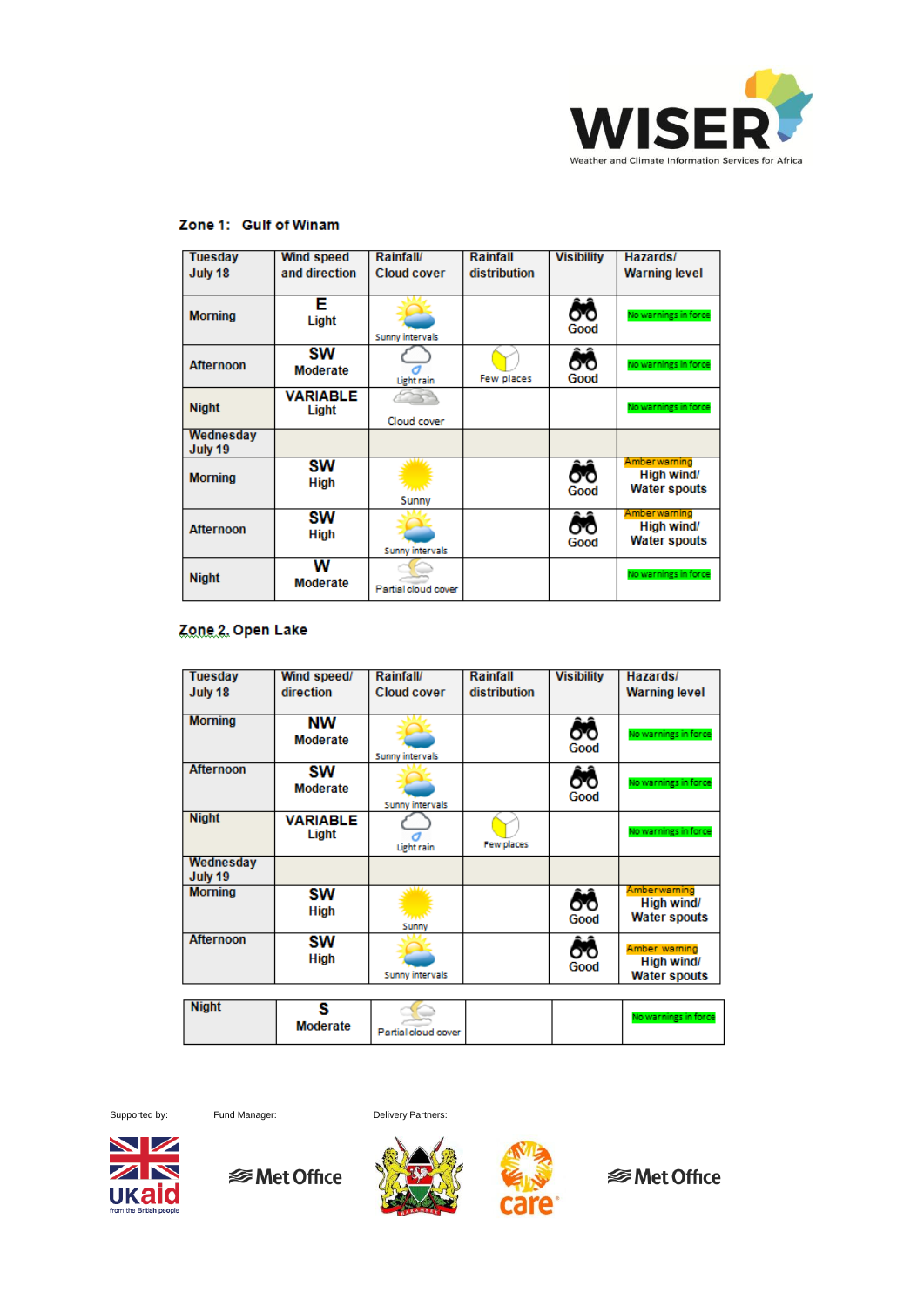Weather and Climate Information Services for Africa

## Zone 1: Gulf of Winam

| Tuesday July 18 | Wind speed and direction | Rainfall/ Cloud cover | Rainfall distribution | Visibility | Hazards/ Warning level |
|---|---|---|---|---|---|
| Morning | **E** Light | Sunny intervals | | Good | No warnings in force |
| Afternoon | **SW** Moderate | Light rain | Few places | Good | No warnings in force |
| Night | **VARIABLE** Light | Cloud cover | | | No warnings in force |
| Wednesday July 19 | | | | | |
| Morning | **SW** High | Sunny | | Good | Amber warning High wind/ Water spouts |
| Afternoon | **SW** High | Sunny intervals | | Good | Amber warning High wind/ Water spouts |
| Night | **W** Moderate | Partial cloud cover | | | No warnings in force |

## Zone 2. Open Lake

| Tuesday July 18 | Wind speed/ direction | Rainfall/ Cloud cover | Rainfall distribution | Visibility | Hazards/ Warning level |
|---|---|---|---|---|---|
| Morning | **NW** Moderate | Sunny intervals | | Good | No warnings in force |
| Afternoon | **SW** Moderate | Sunny intervals | | Good | No warnings in force |
| Night | **VARIABLE** Light | Light rain | Few places | | No warnings in force |
| Wednesday July 19 | | | | | |
| Morning | **SW** High | Sunny | | Good | Amber warning High wind/ Water spouts |
| Afternoon | **SW** High | Sunny intervals | | Good | Amber warning High wind/ Water spouts |
| Night | **S** Moderate | Partial cloud cover | | | No warnings in force |

Supported by: UKaid from the British people

Fund Manager: Met Office

Delivery Partners: care Met Office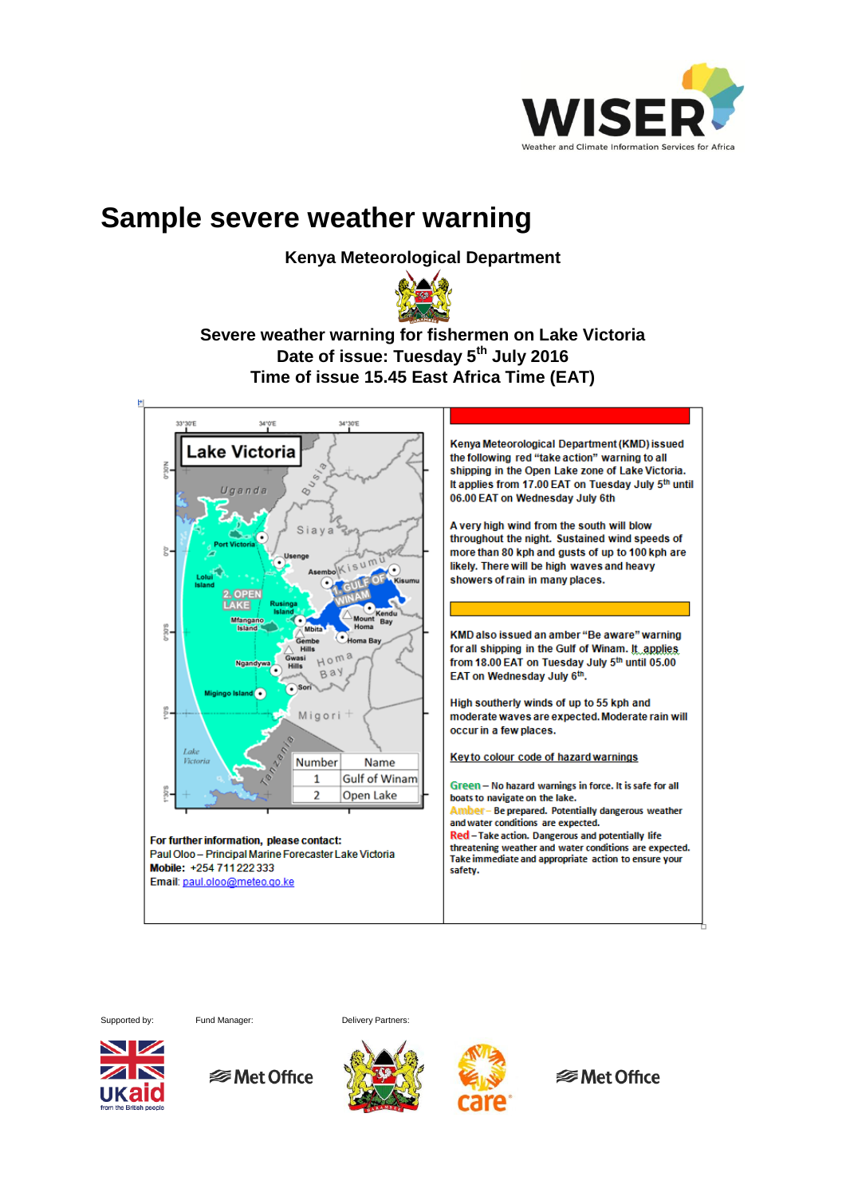# Sample severe weather warning

**Kenya Meteorological Department**

**Severe weather warning for fishermen on Lake Victoria**
**Date of issue: Tuesday 5th July 2016**
**Time of issue 15.45 East Africa Time (EAT)**

| Number | Name |
|---|---|
| 1 | Gulf of Winam |
| 2 | Open Lake |

Kenya Meteorological Department (KMD) issued the following red "take action" warning to all shipping in the Open Lake zone of Lake Victoria. It applies from 17.00 EAT on Tuesday July 5th until 06.00 EAT on Wednesday July 6th

A very high wind from the south will blow throughout the night. Sustained wind speeds of more than 80 kph and gusts of up to 100 kph are likely. There will be high waves and heavy showers of rain in many places.

KMD also issued an amber "Be aware" warning for all shipping in the Gulf of Winam. It applies from 18.00 EAT on Tuesday July 5th until 05.00 EAT on Wednesday July 6th.

High southerly winds of up to 55 kph and moderate waves are expected. Moderate rain will occur in a few places.

Key to colour code of hazard warnings

**Green** – No hazard warnings in force. It is safe for all boats to navigate on the lake.
**Amber** – Be prepared. Potentially dangerous weather and water conditions are expected.
**Red** – Take action. Dangerous and potentially life threatening weather and water conditions are expected. Take immediate and appropriate action to ensure your safety.

**For further information, please contact:**
Paul Oloo – Principal Marine Forecaster Lake Victoria
**Mobile:** +254 711 222 333
**Email:** paul.oloo@meteo.go.ke

Supported by: Fund Manager: Delivery Partners: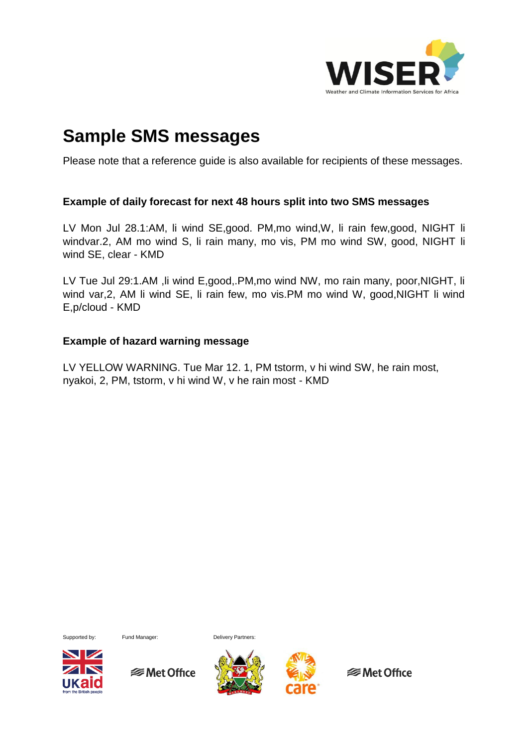# Sample SMS messages

Please note that a reference guide is also available for recipients of these messages.

### Example of daily forecast for next 48 hours split into two SMS messages

LV Mon Jul 28.1:AM, li wind SE,good. PM,mo wind,W, li rain few,good, NIGHT li windvar.2, AM mo wind S, li rain many, mo vis, PM mo wind SW, good, NIGHT li wind SE, clear - KMD

LV Tue Jul 29:1.AM ,li wind E,good,.PM,mo wind NW, mo rain many, poor,NIGHT, li wind var,2, AM li wind SE, li rain few, mo vis.PM mo wind W, good,NIGHT li wind E,p/cloud - KMD

### Example of hazard warning message

LV YELLOW WARNING. Tue Mar 12. 1, PM tstorm, v hi wind SW, he rain most, nyakoi, 2, PM, tstorm, v hi wind W, v he rain most - KMD

Supported by:

Fund Manager:

Delivery Partners: